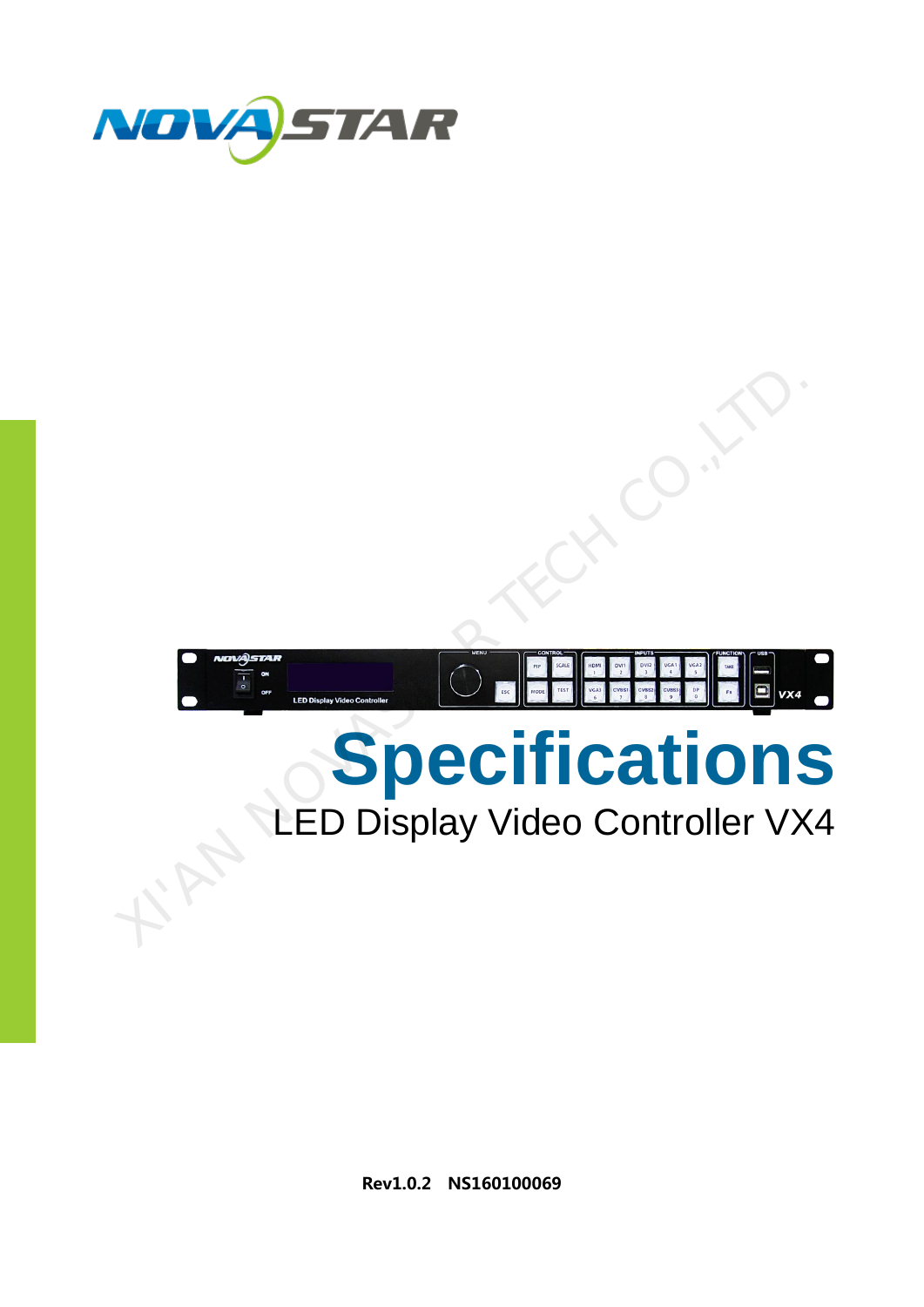# Specifications

LED Display Video Controller VX4

**Rev1.0.2 NS160100069**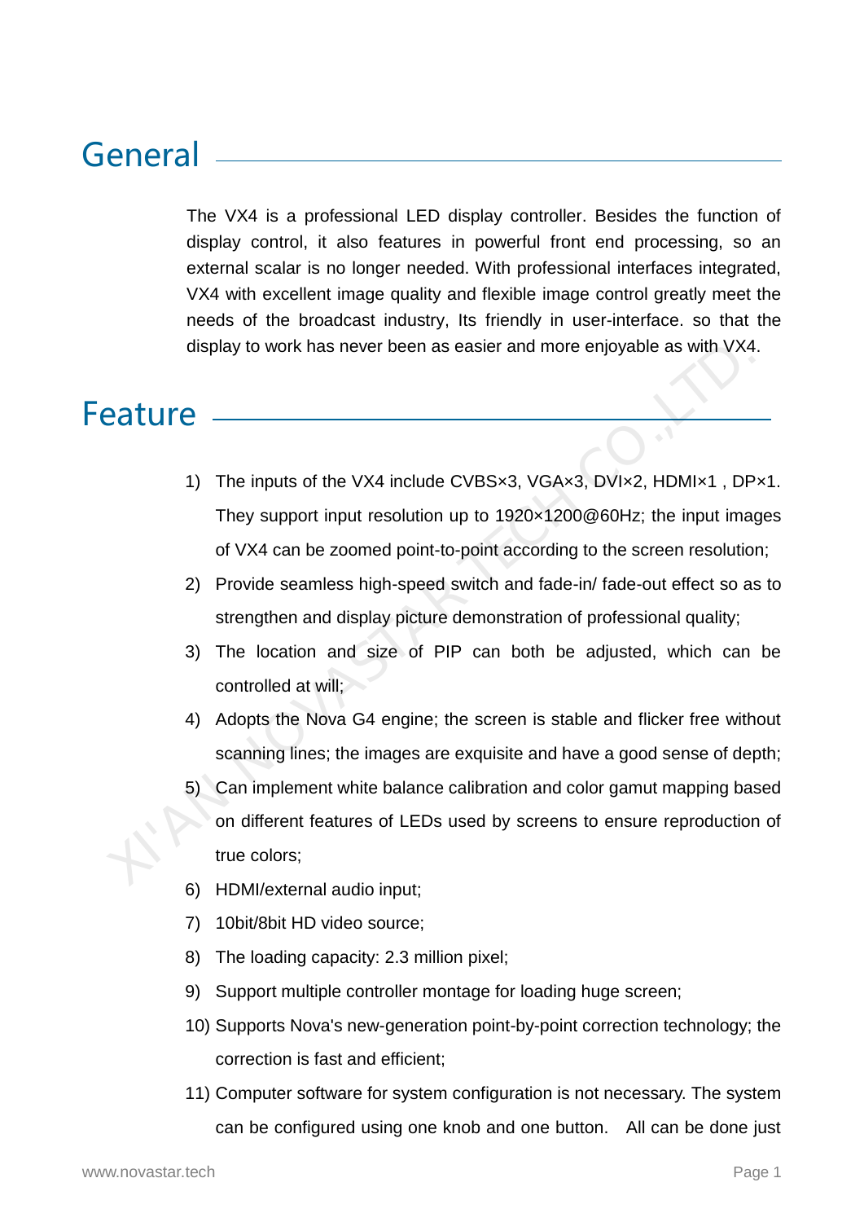## General

The VX4 is a professional LED display controller. Besides the function of display control, it also features in powerful front end processing, so an external scalar is no longer needed. With professional interfaces integrated, VX4 with excellent image quality and flexible image control greatly meet the needs of the broadcast industry, Its friendly in user-interface. so that the display to work has never been as easier and more enjoyable as with VX4.

## Feature

1) The inputs of the VX4 include CVBS×3, VGA×3, DVI×2, HDMI×1 , DP×1. They support input resolution up to 1920×1200@60Hz; the input images of VX4 can be zoomed point-to-point according to the screen resolution;
2) Provide seamless high-speed switch and fade-in/ fade-out effect so as to strengthen and display picture demonstration of professional quality;
3) The location and size of PIP can both be adjusted, which can be controlled at will;
4) Adopts the Nova G4 engine; the screen is stable and flicker free without scanning lines; the images are exquisite and have a good sense of depth;
5) Can implement white balance calibration and color gamut mapping based on different features of LEDs used by screens to ensure reproduction of true colors;
6) HDMI/external audio input;
7) 10bit/8bit HD video source;
8) The loading capacity: 2.3 million pixel;
9) Support multiple controller montage for loading huge screen;
10) Supports Nova's new-generation point-by-point correction technology; the correction is fast and efficient;
11) Computer software for system configuration is not necessary. The system can be configured using one knob and one button. All can be done just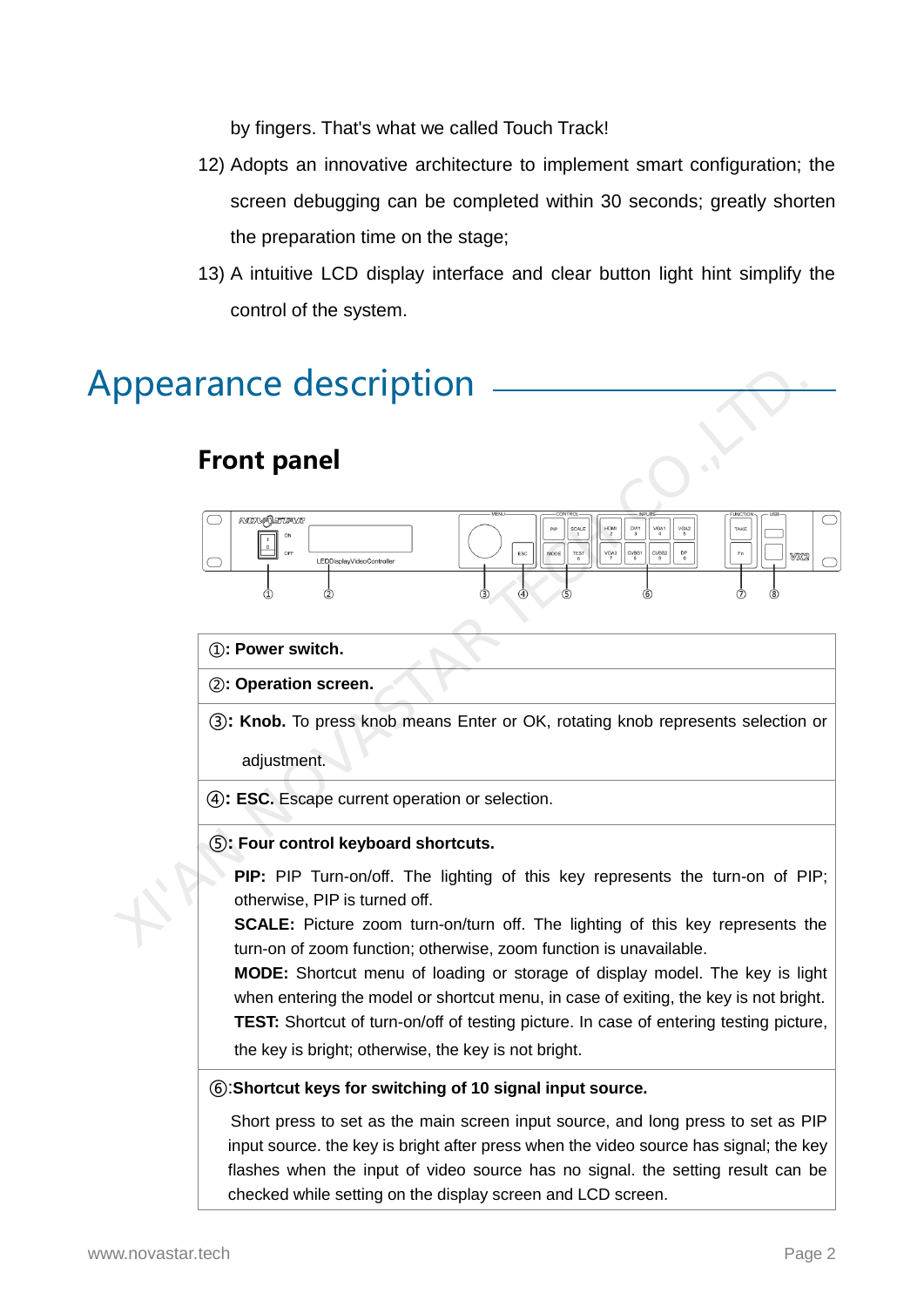by fingers. That's what we called Touch Track!

12) Adopts an innovative architecture to implement smart configuration; the screen debugging can be completed within 30 seconds; greatly shorten the preparation time on the stage;
13) A intuitive LCD display interface and clear button light hint simplify the control of the system.

# Appearance description

## Front panel

| ①: **Power switch.** |
|---|
| ②: **Operation screen.** |
| ③**: Knob.** To press knob means Enter or OK, rotating knob represents selection or adjustment. |
| ④**: ESC.** Escape current operation or selection. |
| ⑤**: Four control keyboard shortcuts.** <br> **PIP:** PIP Turn-on/off. The lighting of this key represents the turn-on of PIP; otherwise, PIP is turned off. <br> **SCALE:** Picture zoom turn-on/turn off. The lighting of this key represents the turn-on of zoom function; otherwise, zoom function is unavailable. <br> **MODE:** Shortcut menu of loading or storage of display model. The key is light when entering the model or shortcut menu, in case of exiting, the key is not bright. <br> **TEST:** Shortcut of turn-on/off of testing picture. In case of entering testing picture, the key is bright; otherwise, the key is not bright. |
| ⑥:**Shortcut keys for switching of 10 signal input source.** <br> Short press to set as the main screen input source, and long press to set as PIP input source. the key is bright after press when the video source has signal; the key flashes when the input of video source has no signal. the setting result can be checked while setting on the display screen and LCD screen. |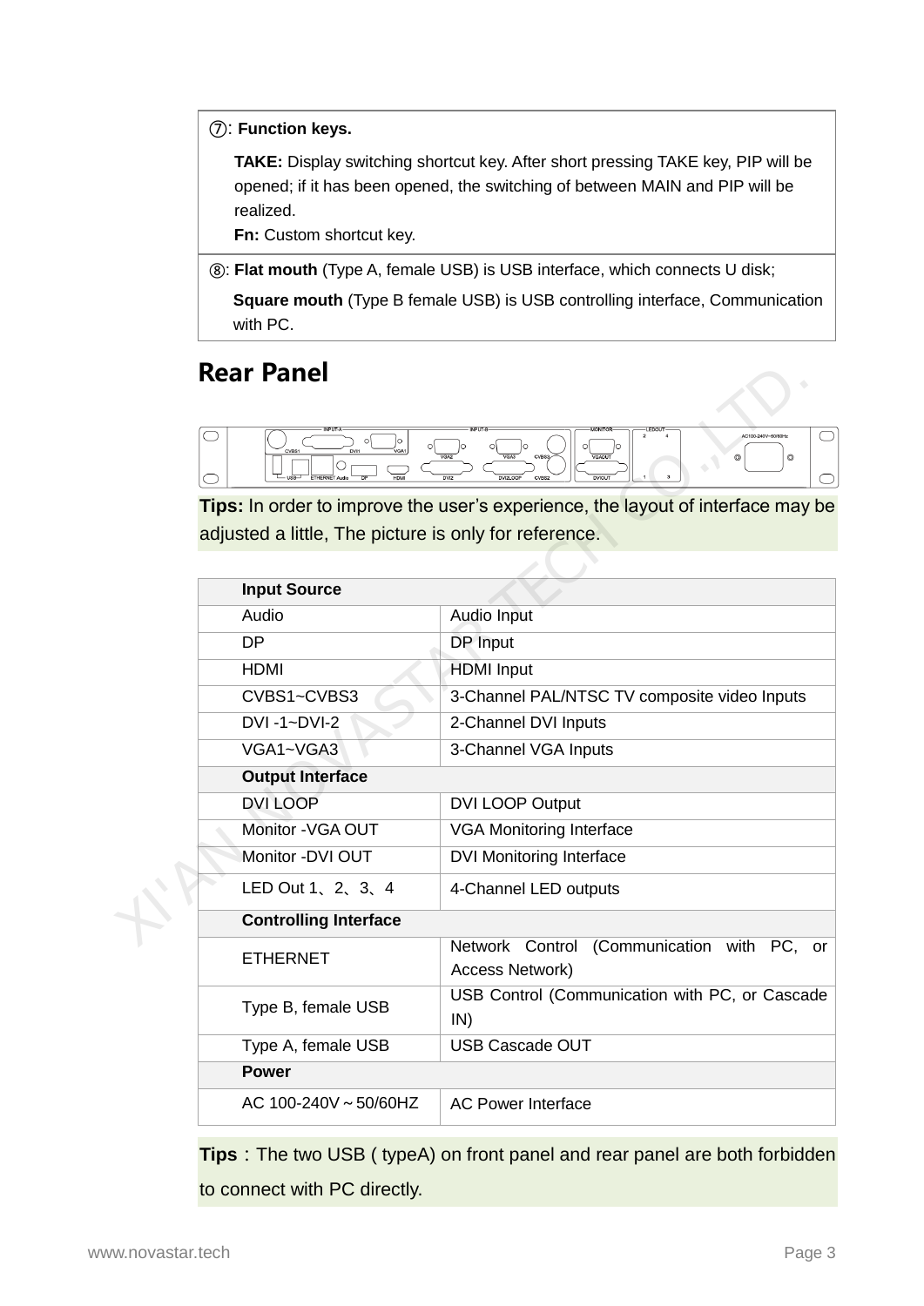| ⑦: **Function keys.** |
|---|
| **TAKE:** Display switching shortcut key. After short pressing TAKE key, PIP will be opened; if it has been opened, the switching of between MAIN and PIP will be realized.<br>**Fn:** Custom shortcut key. |
| ⑧: **Flat mouth** (Type A, female USB) is USB interface, which connects U disk;<br>**Square mouth** (Type B female USB) is USB controlling interface, Communication with PC. |

## Rear Panel

**Tips:** In order to improve the user's experience, the layout of interface may be adjusted a little, The picture is only for reference.

| **Input Source** | |
|---|---|
| Audio | Audio Input |
| DP | DP Input |
| HDMI | HDMI Input |
| CVBS1~CVBS3 | 3-Channel PAL/NTSC TV composite video Inputs |
| DVI -1~DVI-2 | 2-Channel DVI Inputs |
| VGA1~VGA3 | 3-Channel VGA Inputs |
| **Output Interface** | |
| DVI LOOP | DVI LOOP Output |
| Monitor -VGA OUT | VGA Monitoring Interface |
| Monitor -DVI OUT | DVI Monitoring Interface |
| LED Out 1、2、3、4 | 4-Channel LED outputs |
| **Controlling Interface** | |
| ETHERNET | Network Control (Communication with PC, or Access Network) |
| Type B, female USB | USB Control (Communication with PC, or Cascade IN) |
| Type A, female USB | USB Cascade OUT |
| **Power** | |
| AC 100-240V～50/60HZ | AC Power Interface |

**Tips**：The two USB ( typeA) on front panel and rear panel are both forbidden to connect with PC directly.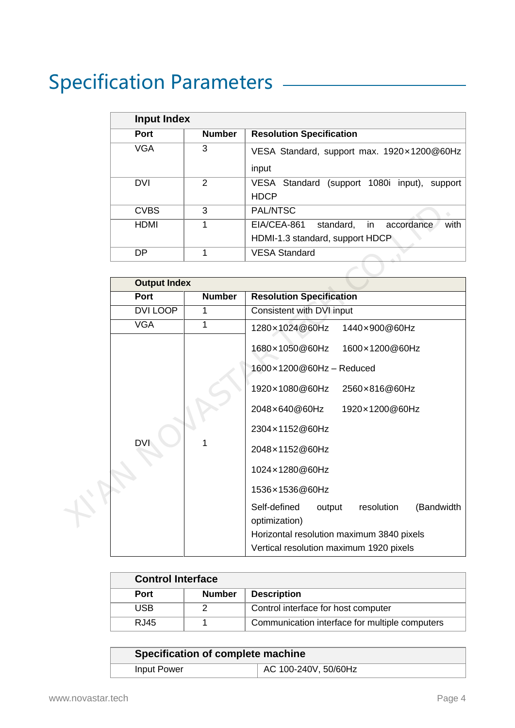# Specification Parameters

| Input Index | | |
|---|---|---|
| **Port** | **Number** | **Resolution Specification** |
| VGA | 3 | VESA Standard, support max. 1920×1200@60Hz input |
| DVI | 2 | VESA Standard (support 1080i input), support HDCP |
| CVBS | 3 | PAL/NTSC |
| HDMI | 1 | EIA/CEA-861 standard, in accordance with HDMI-1.3 standard, support HDCP |
| DP | 1 | VESA Standard |

| Output Index | | |
|---|---|---|
| **Port** | **Number** | **Resolution Specification** |
| DVI LOOP | 1 | Consistent with DVI input |
| VGA | 1 | 1280×1024@60Hz 1440×900@60Hz<br>1680×1050@60Hz 1600×1200@60Hz<br>1600×1200@60Hz – Reduced<br>1920×1080@60Hz 2560×816@60Hz<br>2048×640@60Hz 1920×1200@60Hz<br>2304×1152@60Hz<br>2048×1152@60Hz<br>1024×1280@60Hz<br>1536×1536@60Hz<br>Self-defined output resolution (Bandwidth optimization)<br>Horizontal resolution maximum 3840 pixels<br>Vertical resolution maximum 1920 pixels |
| DVI | 1 | |

| Control Interface | | |
|---|---|---|
| **Port** | **Number** | **Description** |
| USB | 2 | Control interface for host computer |
| RJ45 | 1 | Communication interface for multiple computers |

| Specification of complete machine | |
|---|---|
| Input Power | AC 100-240V, 50/60Hz |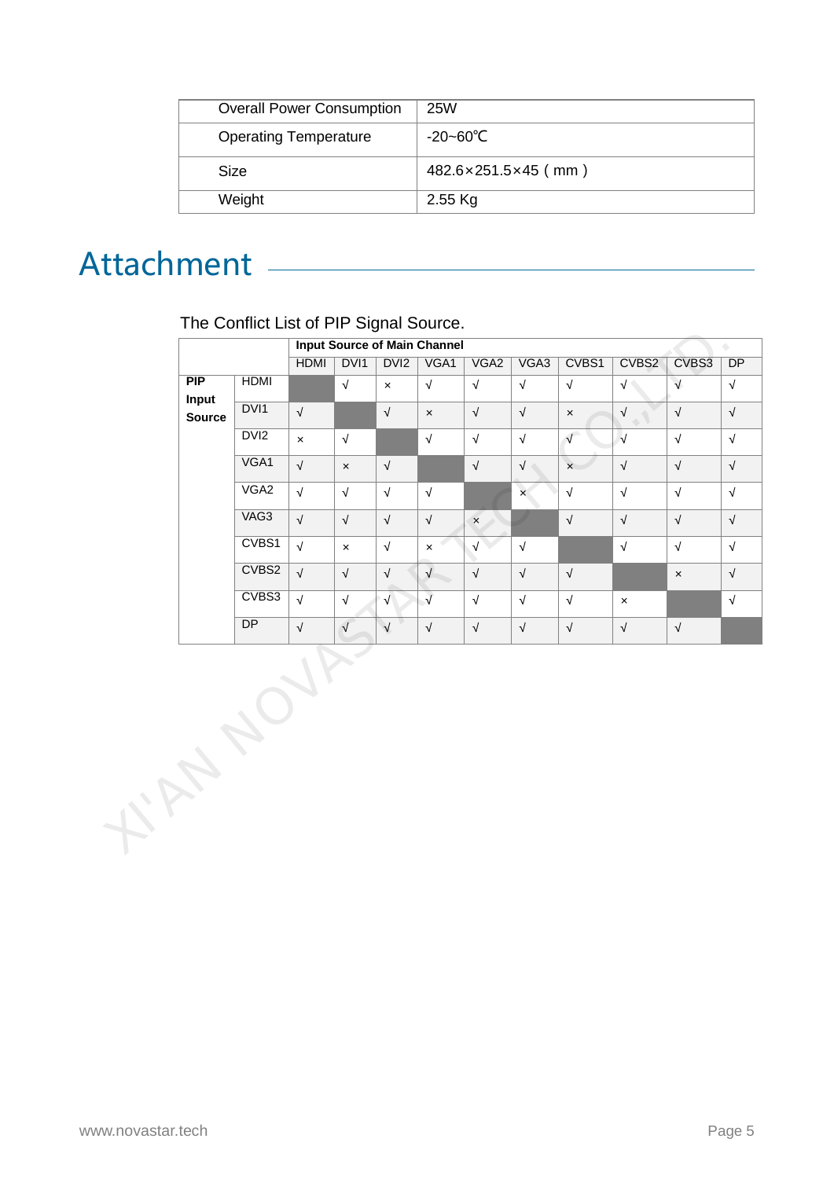| | |
|---|---|
| Overall Power Consumption | 25W |
| Operating Temperature | -20~60℃ |
| Size | 482.6×251.5×45（mm） |
| Weight | 2.55 Kg |

# Attachment

The Conflict List of PIP Signal Source.

| | | Input Source of Main Channel | | | | | | | | | |
|---|---|---|---|---|---|---|---|---|---|---|---|
| | | HDMI | DVI1 | DVI2 | VGA1 | VGA2 | VGA3 | CVBS1 | CVBS2 | CVBS3 | DP |
| **PIP Input Source** | HDMI | | √ | × | √ | √ | √ | √ | √ | √ | √ |
| | DVI1 | √ | | √ | × | √ | √ | × | √ | √ | √ |
| | DVI2 | × | √ | | √ | √ | √ | √ | √ | √ | √ |
| | VGA1 | √ | × | √ | | √ | √ | × | √ | √ | √ |
| | VGA2 | √ | √ | √ | √ | | × | √ | √ | √ | √ |
| | VAG3 | √ | √ | √ | √ | × | | √ | √ | √ | √ |
| | CVBS1 | √ | × | √ | × | √ | √ | | √ | √ | √ |
| | CVBS2 | √ | √ | √ | √ | √ | √ | √ | | × | √ |
| | CVBS3 | √ | √ | √ | √ | √ | √ | √ | × | | √ |
| | DP | √ | √ | √ | √ | √ | √ | √ | √ | √ | |